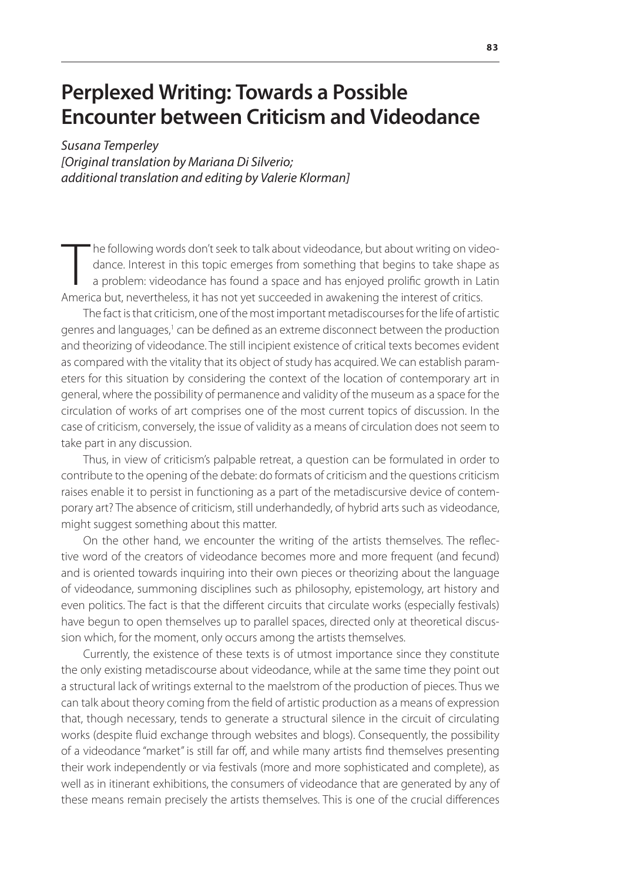# Perplexed Writing: Towards a Possible Encounter between Criticism and Videodance

*Susana Temperley*
*[Original translation by Mariana Di Silverio; additional translation and editing by Valerie Klorman]*

The following words don't seek to talk about videodance, but about writing on videodance. Interest in this topic emerges from something that begins to take shape as a problem: videodance has found a space and has enjoyed prolific growth in Latin America but, nevertheless, it has not yet succeeded in awakening the interest of critics.

The fact is that criticism, one of the most important metadiscourses for the life of artistic genres and languages,[1] can be defined as an extreme disconnect between the production and theorizing of videodance. The still incipient existence of critical texts becomes evident as compared with the vitality that its object of study has acquired. We can establish parameters for this situation by considering the context of the location of contemporary art in general, where the possibility of permanence and validity of the museum as a space for the circulation of works of art comprises one of the most current topics of discussion. In the case of criticism, conversely, the issue of validity as a means of circulation does not seem to take part in any discussion.

Thus, in view of criticism's palpable retreat, a question can be formulated in order to contribute to the opening of the debate: do formats of criticism and the questions criticism raises enable it to persist in functioning as a part of the metadiscursive device of contemporary art? The absence of criticism, still underhandedly, of hybrid arts such as videodance, might suggest something about this matter.

On the other hand, we encounter the writing of the artists themselves. The reflective word of the creators of videodance becomes more and more frequent (and fecund) and is oriented towards inquiring into their own pieces or theorizing about the language of videodance, summoning disciplines such as philosophy, epistemology, art history and even politics. The fact is that the different circuits that circulate works (especially festivals) have begun to open themselves up to parallel spaces, directed only at theoretical discussion which, for the moment, only occurs among the artists themselves.

Currently, the existence of these texts is of utmost importance since they constitute the only existing metadiscourse about videodance, while at the same time they point out a structural lack of writings external to the maelstrom of the production of pieces. Thus we can talk about theory coming from the field of artistic production as a means of expression that, though necessary, tends to generate a structural silence in the circuit of circulating works (despite fluid exchange through websites and blogs). Consequently, the possibility of a videodance "market" is still far off, and while many artists find themselves presenting their work independently or via festivals (more and more sophisticated and complete), as well as in itinerant exhibitions, the consumers of videodance that are generated by any of these means remain precisely the artists themselves. This is one of the crucial differences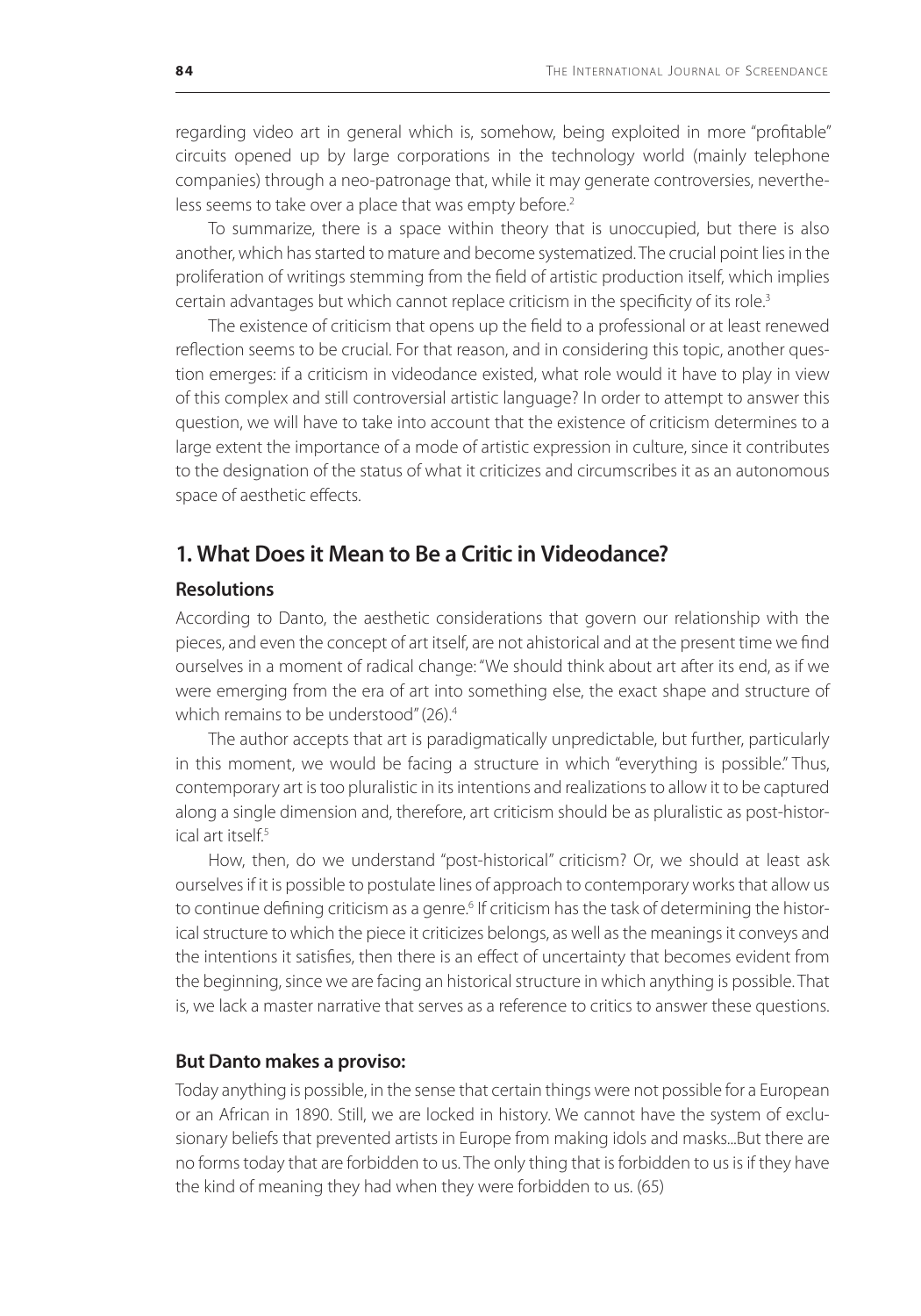regarding video art in general which is, somehow, being exploited in more "profitable" circuits opened up by large corporations in the technology world (mainly telephone companies) through a neo-patronage that, while it may generate controversies, nevertheless seems to take over a place that was empty before.[2]

To summarize, there is a space within theory that is unoccupied, but there is also another, which has started to mature and become systematized. The crucial point lies in the proliferation of writings stemming from the field of artistic production itself, which implies certain advantages but which cannot replace criticism in the specificity of its role.[3]

The existence of criticism that opens up the field to a professional or at least renewed reflection seems to be crucial. For that reason, and in considering this topic, another question emerges: if a criticism in videodance existed, what role would it have to play in view of this complex and still controversial artistic language? In order to attempt to answer this question, we will have to take into account that the existence of criticism determines to a large extent the importance of a mode of artistic expression in culture, since it contributes to the designation of the status of what it criticizes and circumscribes it as an autonomous space of aesthetic effects.

## 1. What Does it Mean to Be a Critic in Videodance?

### Resolutions

According to Danto, the aesthetic considerations that govern our relationship with the pieces, and even the concept of art itself, are not ahistorical and at the present time we find ourselves in a moment of radical change: "We should think about art after its end, as if we were emerging from the era of art into something else, the exact shape and structure of which remains to be understood" (26).[4]

The author accepts that art is paradigmatically unpredictable, but further, particularly in this moment, we would be facing a structure in which "everything is possible." Thus, contemporary art is too pluralistic in its intentions and realizations to allow it to be captured along a single dimension and, therefore, art criticism should be as pluralistic as post-historical art itself.[5]

How, then, do we understand "post-historical" criticism? Or, we should at least ask ourselves if it is possible to postulate lines of approach to contemporary works that allow us to continue defining criticism as a genre.[6] If criticism has the task of determining the historical structure to which the piece it criticizes belongs, as well as the meanings it conveys and the intentions it satisfies, then there is an effect of uncertainty that becomes evident from the beginning, since we are facing an historical structure in which anything is possible. That is, we lack a master narrative that serves as a reference to critics to answer these questions.

### But Danto makes a proviso:

Today anything is possible, in the sense that certain things were not possible for a European or an African in 1890. Still, we are locked in history. We cannot have the system of exclusionary beliefs that prevented artists in Europe from making idols and masks...But there are no forms today that are forbidden to us. The only thing that is forbidden to us is if they have the kind of meaning they had when they were forbidden to us. (65)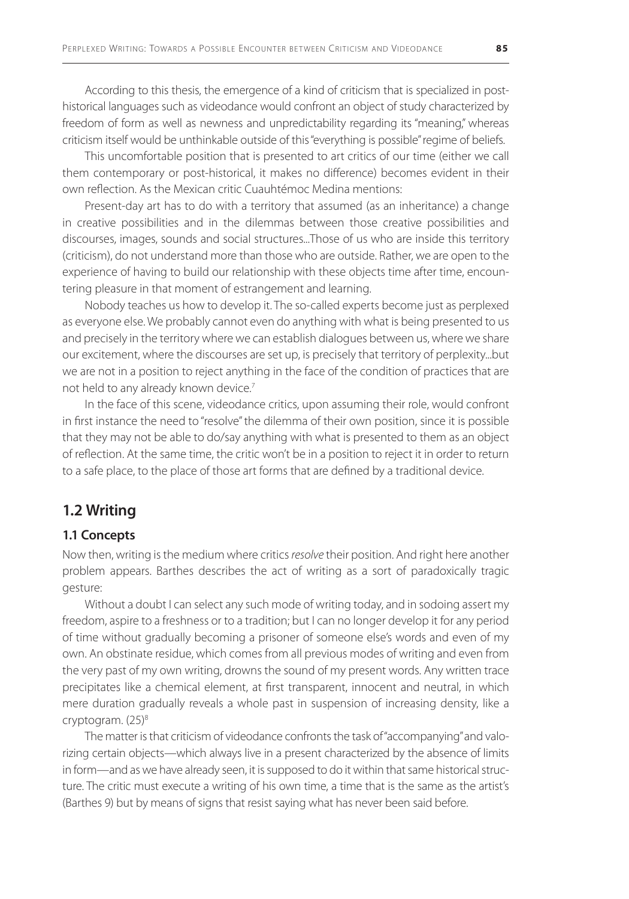According to this thesis, the emergence of a kind of criticism that is specialized in post-historical languages such as videodance would confront an object of study characterized by freedom of form as well as newness and unpredictability regarding its "meaning," whereas criticism itself would be unthinkable outside of this "everything is possible" regime of beliefs.

This uncomfortable position that is presented to art critics of our time (either we call them contemporary or post-historical, it makes no difference) becomes evident in their own reflection. As the Mexican critic Cuauhtémoc Medina mentions:

Present-day art has to do with a territory that assumed (as an inheritance) a change in creative possibilities and in the dilemmas between those creative possibilities and discourses, images, sounds and social structures...Those of us who are inside this territory (criticism), do not understand more than those who are outside. Rather, we are open to the experience of having to build our relationship with these objects time after time, encountering pleasure in that moment of estrangement and learning.

Nobody teaches us how to develop it. The so-called experts become just as perplexed as everyone else. We probably cannot even do anything with what is being presented to us and precisely in the territory where we can establish dialogues between us, where we share our excitement, where the discourses are set up, is precisely that territory of perplexity...but we are not in a position to reject anything in the face of the condition of practices that are not held to any already known device.[7]

In the face of this scene, videodance critics, upon assuming their role, would confront in first instance the need to "resolve" the dilemma of their own position, since it is possible that they may not be able to do/say anything with what is presented to them as an object of reflection. At the same time, the critic won't be in a position to reject it in order to return to a safe place, to the place of those art forms that are defined by a traditional device.

## 1.2 Writing

### 1.1 Concepts

Now then, writing is the medium where critics *resolve* their position. And right here another problem appears. Barthes describes the act of writing as a sort of paradoxically tragic gesture:

Without a doubt I can select any such mode of writing today, and in sodoing assert my freedom, aspire to a freshness or to a tradition; but I can no longer develop it for any period of time without gradually becoming a prisoner of someone else's words and even of my own. An obstinate residue, which comes from all previous modes of writing and even from the very past of my own writing, drowns the sound of my present words. Any written trace precipitates like a chemical element, at first transparent, innocent and neutral, in which mere duration gradually reveals a whole past in suspension of increasing density, like a cryptogram. (25)[8]

The matter is that criticism of videodance confronts the task of "accompanying" and valorizing certain objects—which always live in a present characterized by the absence of limits in form—and as we have already seen, it is supposed to do it within that same historical structure. The critic must execute a writing of his own time, a time that is the same as the artist's (Barthes 9) but by means of signs that resist saying what has never been said before.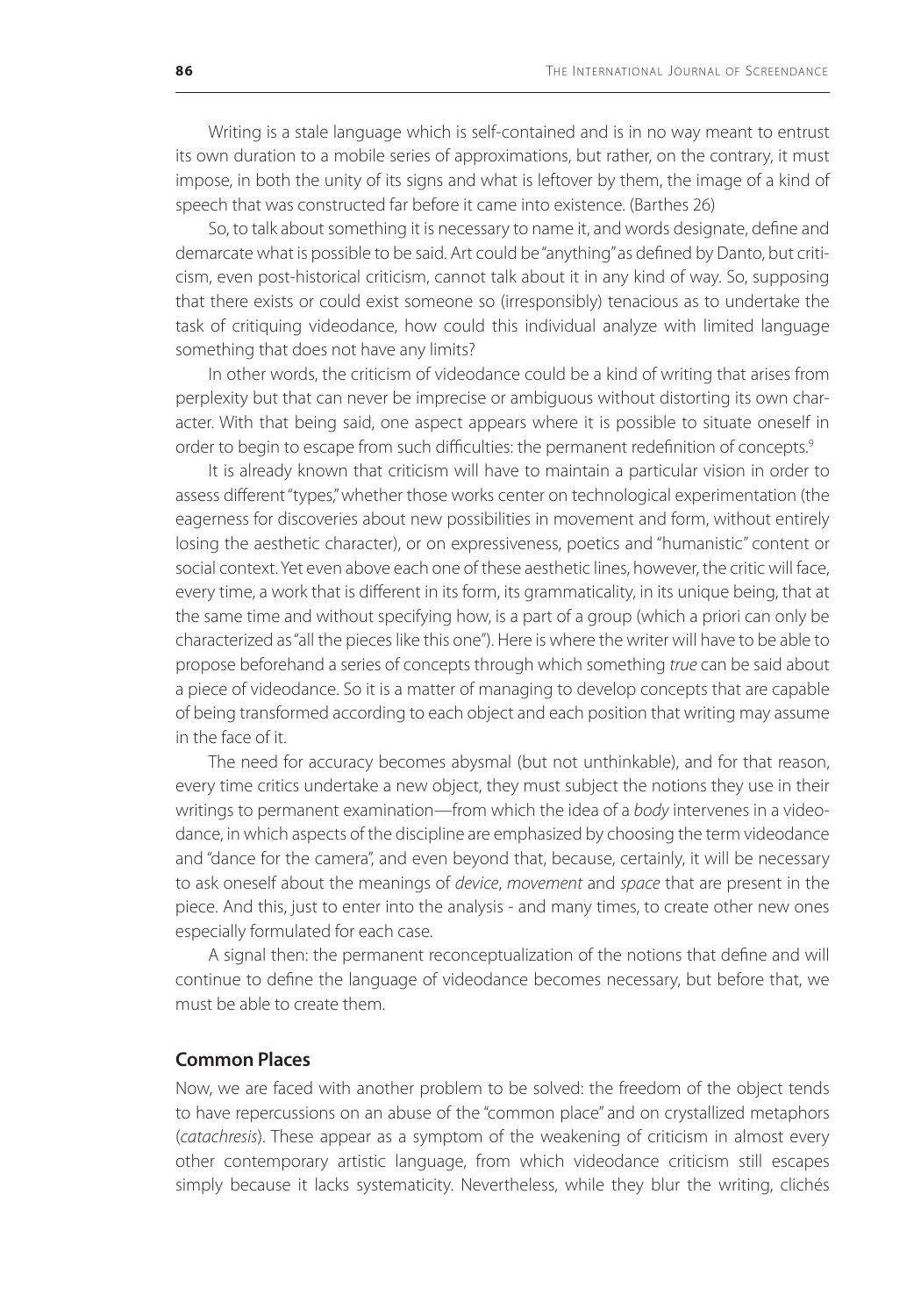Writing is a stale language which is self-contained and is in no way meant to entrust its own duration to a mobile series of approximations, but rather, on the contrary, it must impose, in both the unity of its signs and what is leftover by them, the image of a kind of speech that was constructed far before it came into existence. (Barthes 26)

So, to talk about something it is necessary to name it, and words designate, define and demarcate what is possible to be said. Art could be "anything" as defined by Danto, but criticism, even post-historical criticism, cannot talk about it in any kind of way. So, supposing that there exists or could exist someone so (irresponsibly) tenacious as to undertake the task of critiquing videodance, how could this individual analyze with limited language something that does not have any limits?

In other words, the criticism of videodance could be a kind of writing that arises from perplexity but that can never be imprecise or ambiguous without distorting its own character. With that being said, one aspect appears where it is possible to situate oneself in order to begin to escape from such difficulties: the permanent redefinition of concepts.[9]

It is already known that criticism will have to maintain a particular vision in order to assess different "types," whether those works center on technological experimentation (the eagerness for discoveries about new possibilities in movement and form, without entirely losing the aesthetic character), or on expressiveness, poetics and "humanistic" content or social context. Yet even above each one of these aesthetic lines, however, the critic will face, every time, a work that is different in its form, its grammaticality, in its unique being, that at the same time and without specifying how, is a part of a group (which a priori can only be characterized as "all the pieces like this one"). Here is where the writer will have to be able to propose beforehand a series of concepts through which something *true* can be said about a piece of videodance. So it is a matter of managing to develop concepts that are capable of being transformed according to each object and each position that writing may assume in the face of it.

The need for accuracy becomes abysmal (but not unthinkable), and for that reason, every time critics undertake a new object, they must subject the notions they use in their writings to permanent examination—from which the idea of a *body* intervenes in a videodance, in which aspects of the discipline are emphasized by choosing the term videodance and "dance for the camera", and even beyond that, because, certainly, it will be necessary to ask oneself about the meanings of *device*, *movement* and *space* that are present in the piece. And this, just to enter into the analysis - and many times, to create other new ones especially formulated for each case.

A signal then: the permanent reconceptualization of the notions that define and will continue to define the language of videodance becomes necessary, but before that, we must be able to create them.

## Common Places

Now, we are faced with another problem to be solved: the freedom of the object tends to have repercussions on an abuse of the "common place" and on crystallized metaphors (*catachresis*). These appear as a symptom of the weakening of criticism in almost every other contemporary artistic language, from which videodance criticism still escapes simply because it lacks systematicity. Nevertheless, while they blur the writing, clichés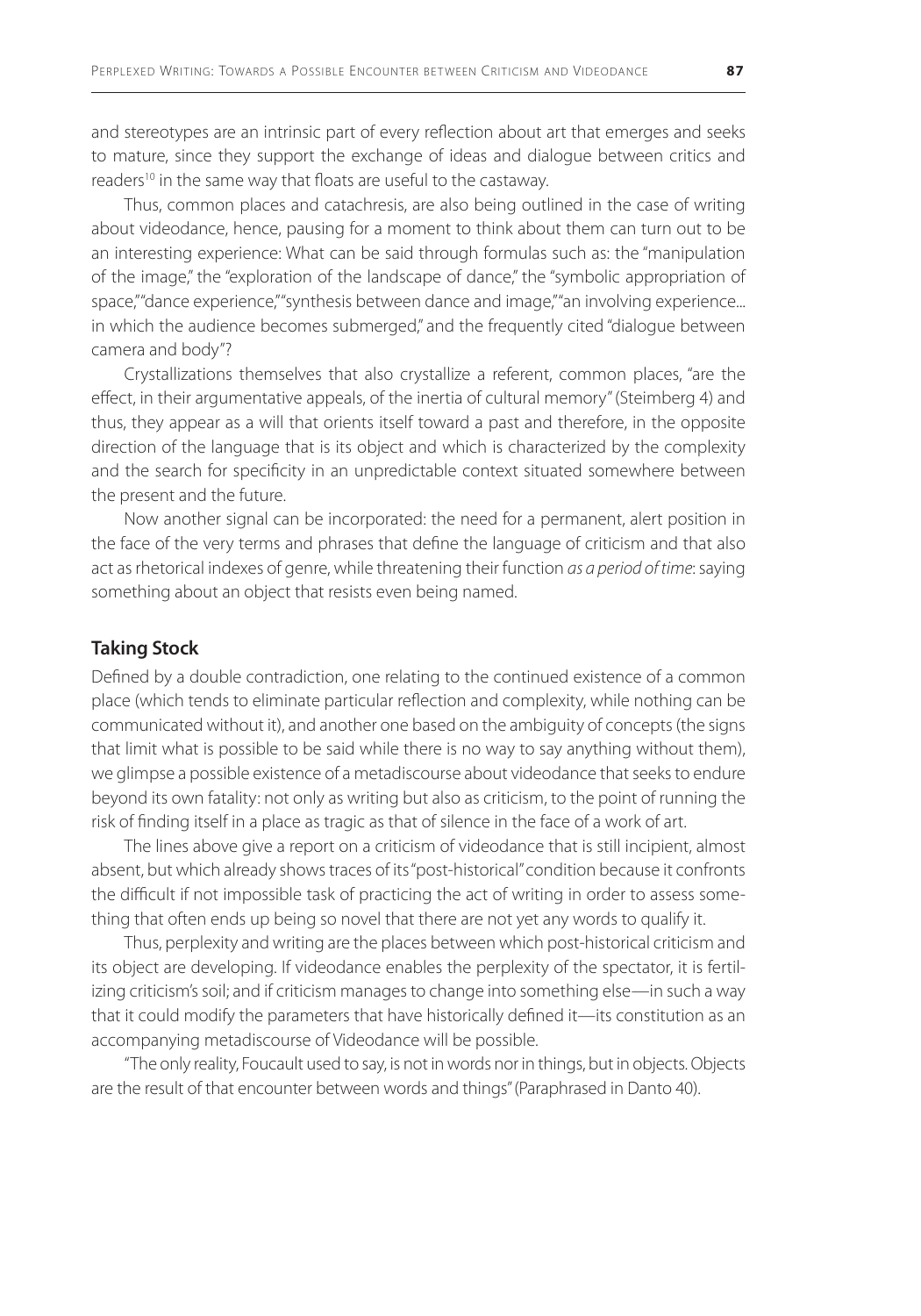and stereotypes are an intrinsic part of every reflection about art that emerges and seeks to mature, since they support the exchange of ideas and dialogue between critics and readers[10] in the same way that floats are useful to the castaway.

Thus, common places and catachresis, are also being outlined in the case of writing about videodance, hence, pausing for a moment to think about them can turn out to be an interesting experience: What can be said through formulas such as: the "manipulation of the image," the "exploration of the landscape of dance," the "symbolic appropriation of space," "dance experience," "synthesis between dance and image," "an involving experience... in which the audience becomes submerged," and the frequently cited "dialogue between camera and body"?

Crystallizations themselves that also crystallize a referent, common places, "are the effect, in their argumentative appeals, of the inertia of cultural memory" (Steimberg 4) and thus, they appear as a will that orients itself toward a past and therefore, in the opposite direction of the language that is its object and which is characterized by the complexity and the search for specificity in an unpredictable context situated somewhere between the present and the future.

Now another signal can be incorporated: the need for a permanent, alert position in the face of the very terms and phrases that define the language of criticism and that also act as rhetorical indexes of genre, while threatening their function *as a period of time*: saying something about an object that resists even being named.

## Taking Stock

Defined by a double contradiction, one relating to the continued existence of a common place (which tends to eliminate particular reflection and complexity, while nothing can be communicated without it), and another one based on the ambiguity of concepts (the signs that limit what is possible to be said while there is no way to say anything without them), we glimpse a possible existence of a metadiscourse about videodance that seeks to endure beyond its own fatality: not only as writing but also as criticism, to the point of running the risk of finding itself in a place as tragic as that of silence in the face of a work of art.

The lines above give a report on a criticism of videodance that is still incipient, almost absent, but which already shows traces of its "post-historical" condition because it confronts the difficult if not impossible task of practicing the act of writing in order to assess something that often ends up being so novel that there are not yet any words to qualify it.

Thus, perplexity and writing are the places between which post-historical criticism and its object are developing. If videodance enables the perplexity of the spectator, it is fertilizing criticism's soil; and if criticism manages to change into something else—in such a way that it could modify the parameters that have historically defined it—its constitution as an accompanying metadiscourse of Videodance will be possible.

"The only reality, Foucault used to say, is not in words nor in things, but in objects. Objects are the result of that encounter between words and things" (Paraphrased in Danto 40).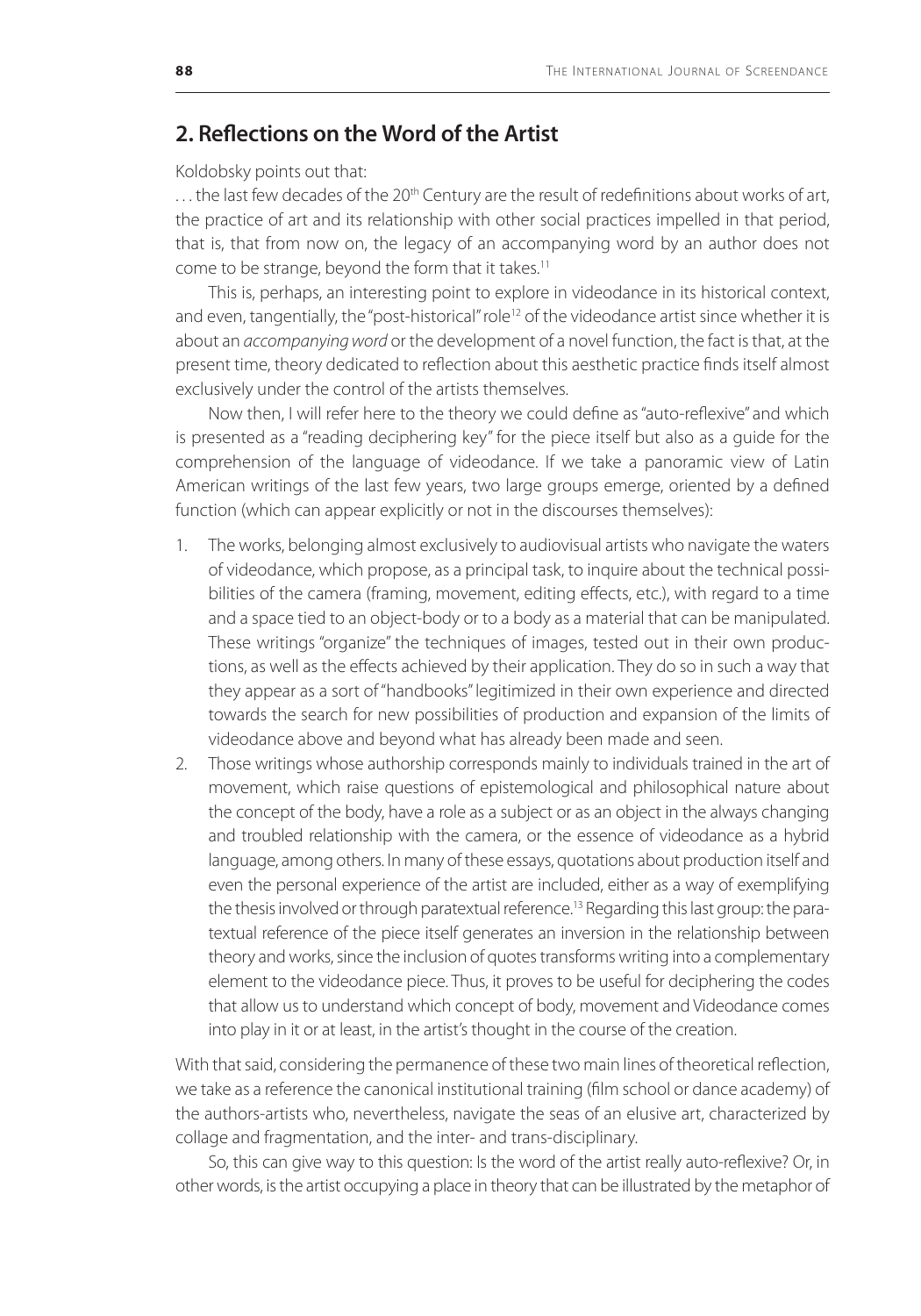## 2. Reflections on the Word of the Artist

Koldobsky points out that:

. . . the last few decades of the 20th Century are the result of redefinitions about works of art, the practice of art and its relationship with other social practices impelled in that period, that is, that from now on, the legacy of an accompanying word by an author does not come to be strange, beyond the form that it takes.[11]

This is, perhaps, an interesting point to explore in videodance in its historical context, and even, tangentially, the "post-historical" role[12] of the videodance artist since whether it is about an *accompanying word* or the development of a novel function, the fact is that, at the present time, theory dedicated to reflection about this aesthetic practice finds itself almost exclusively under the control of the artists themselves.

Now then, I will refer here to the theory we could define as "auto-reflexive" and which is presented as a "reading deciphering key" for the piece itself but also as a guide for the comprehension of the language of videodance. If we take a panoramic view of Latin American writings of the last few years, two large groups emerge, oriented by a defined function (which can appear explicitly or not in the discourses themselves):

1. The works, belonging almost exclusively to audiovisual artists who navigate the waters of videodance, which propose, as a principal task, to inquire about the technical possibilities of the camera (framing, movement, editing effects, etc.), with regard to a time and a space tied to an object-body or to a body as a material that can be manipulated. These writings "organize" the techniques of images, tested out in their own productions, as well as the effects achieved by their application. They do so in such a way that they appear as a sort of "handbooks" legitimized in their own experience and directed towards the search for new possibilities of production and expansion of the limits of videodance above and beyond what has already been made and seen.
2. Those writings whose authorship corresponds mainly to individuals trained in the art of movement, which raise questions of epistemological and philosophical nature about the concept of the body, have a role as a subject or as an object in the always changing and troubled relationship with the camera, or the essence of videodance as a hybrid language, among others. In many of these essays, quotations about production itself and even the personal experience of the artist are included, either as a way of exemplifying the thesis involved or through paratextual reference.[13] Regarding this last group: the paratextual reference of the piece itself generates an inversion in the relationship between theory and works, since the inclusion of quotes transforms writing into a complementary element to the videodance piece. Thus, it proves to be useful for deciphering the codes that allow us to understand which concept of body, movement and Videodance comes into play in it or at least, in the artist's thought in the course of the creation.

With that said, considering the permanence of these two main lines of theoretical reflection, we take as a reference the canonical institutional training (film school or dance academy) of the authors-artists who, nevertheless, navigate the seas of an elusive art, characterized by collage and fragmentation, and the inter- and trans-disciplinary.

So, this can give way to this question: Is the word of the artist really auto-reflexive? Or, in other words, is the artist occupying a place in theory that can be illustrated by the metaphor of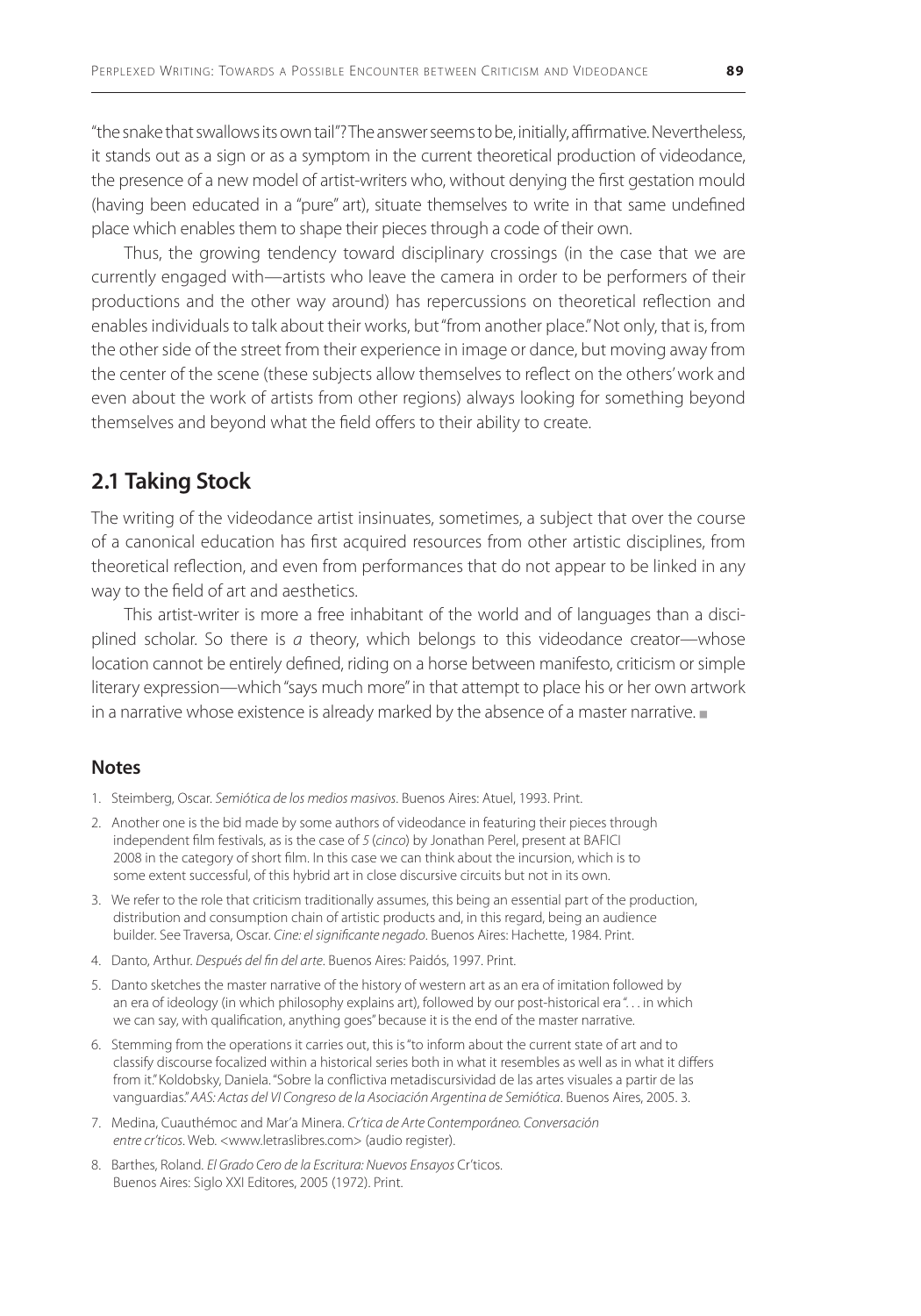"the snake that swallows its own tail"? The answer seems to be, initially, affirmative. Nevertheless, it stands out as a sign or as a symptom in the current theoretical production of videodance, the presence of a new model of artist-writers who, without denying the first gestation mould (having been educated in a "pure" art), situate themselves to write in that same undefined place which enables them to shape their pieces through a code of their own.

Thus, the growing tendency toward disciplinary crossings (in the case that we are currently engaged with—artists who leave the camera in order to be performers of their productions and the other way around) has repercussions on theoretical reflection and enables individuals to talk about their works, but "from another place." Not only, that is, from the other side of the street from their experience in image or dance, but moving away from the center of the scene (these subjects allow themselves to reflect on the others' work and even about the work of artists from other regions) always looking for something beyond themselves and beyond what the field offers to their ability to create.

## 2.1 Taking Stock

The writing of the videodance artist insinuates, sometimes, a subject that over the course of a canonical education has first acquired resources from other artistic disciplines, from theoretical reflection, and even from performances that do not appear to be linked in any way to the field of art and aesthetics.

This artist-writer is more a free inhabitant of the world and of languages than a disciplined scholar. So there is *a* theory, which belongs to this videodance creator—whose location cannot be entirely defined, riding on a horse between manifesto, criticism or simple literary expression—which "says much more" in that attempt to place his or her own artwork in a narrative whose existence is already marked by the absence of a master narrative. ■

### Notes

1. Steimberg, Oscar. *Semiótica de los medios masivos*. Buenos Aires: Atuel, 1993. Print.
2. Another one is the bid made by some authors of videodance in featuring their pieces through independent film festivals, as is the case of *5* (*cinco*) by Jonathan Perel, present at BAFICI 2008 in the category of short film. In this case we can think about the incursion, which is to some extent successful, of this hybrid art in close discursive circuits but not in its own.
3. We refer to the role that criticism traditionally assumes, this being an essential part of the production, distribution and consumption chain of artistic products and, in this regard, being an audience builder. See Traversa, Oscar. *Cine: el significante negado*. Buenos Aires: Hachette, 1984. Print.
4. Danto, Arthur. *Después del fin del arte*. Buenos Aires: Paidós, 1997. Print.
5. Danto sketches the master narrative of the history of western art as an era of imitation followed by an era of ideology (in which philosophy explains art), followed by our post-historical era ". . . in which we can say, with qualification, anything goes" because it is the end of the master narrative.
6. Stemming from the operations it carries out, this is "to inform about the current state of art and to classify discourse focalized within a historical series both in what it resembles as well as in what it differs from it." Koldobsky, Daniela. "Sobre la conflictiva metadiscursividad de las artes visuales a partir de las vanguardias." *AAS: Actas del VI Congreso de la Asociación Argentina de Semiótica*. Buenos Aires, 2005. 3.
7. Medina, Cuauthémoc and Mar'a Minera. *Cr'tica de Arte Contemporáneo. Conversación entre cr'ticos*. Web. <www.letraslibres.com> (audio register).
8. Barthes, Roland. *El Grado Cero de la Escritura: Nuevos Ensayos* Cr'ticos. Buenos Aires: Siglo XXI Editores, 2005 (1972). Print.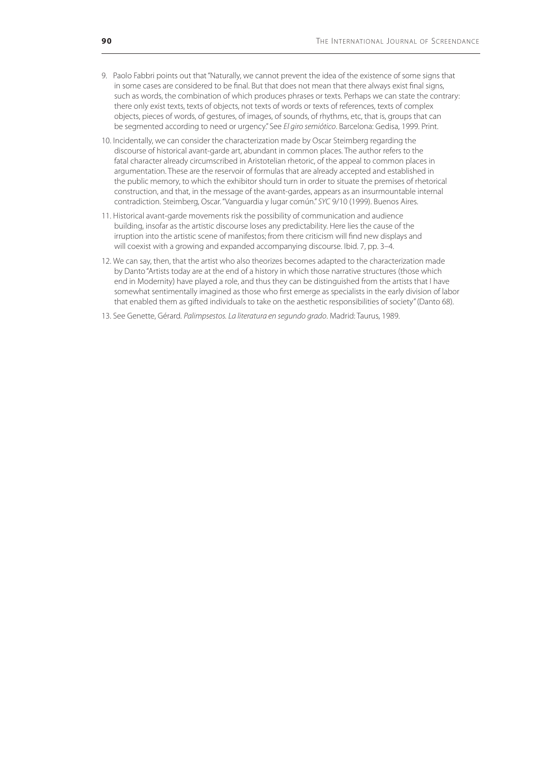9. Paolo Fabbri points out that "Naturally, we cannot prevent the idea of the existence of some signs that in some cases are considered to be final. But that does not mean that there always exist final signs, such as words, the combination of which produces phrases or texts. Perhaps we can state the contrary: there only exist texts, texts of objects, not texts of words or texts of references, texts of complex objects, pieces of words, of gestures, of images, of sounds, of rhythms, etc, that is, groups that can be segmented according to need or urgency." See *El giro semiótico*. Barcelona: Gedisa, 1999. Print.

10. Incidentally, we can consider the characterization made by Oscar Steimberg regarding the discourse of historical avant-garde art, abundant in common places. The author refers to the fatal character already circumscribed in Aristotelian rhetoric, of the appeal to common places in argumentation. These are the reservoir of formulas that are already accepted and established in the public memory, to which the exhibitor should turn in order to situate the premises of rhetorical construction, and that, in the message of the avant-gardes, appears as an insurmountable internal contradiction. Steimberg, Oscar. "Vanguardia y lugar común." *SYC* 9/10 (1999). Buenos Aires.

11. Historical avant-garde movements risk the possibility of communication and audience building, insofar as the artistic discourse loses any predictability. Here lies the cause of the irruption into the artistic scene of manifestos; from there criticism will find new displays and will coexist with a growing and expanded accompanying discourse. Ibid. 7, pp. 3–4.

12. We can say, then, that the artist who also theorizes becomes adapted to the characterization made by Danto "Artists today are at the end of a history in which those narrative structures (those which end in Modernity) have played a role, and thus they can be distinguished from the artists that I have somewhat sentimentally imagined as those who first emerge as specialists in the early division of labor that enabled them as gifted individuals to take on the aesthetic responsibilities of society" (Danto 68).

13. See Genette, Gérard. *Palimpsestos. La literatura en segundo grado*. Madrid: Taurus, 1989.